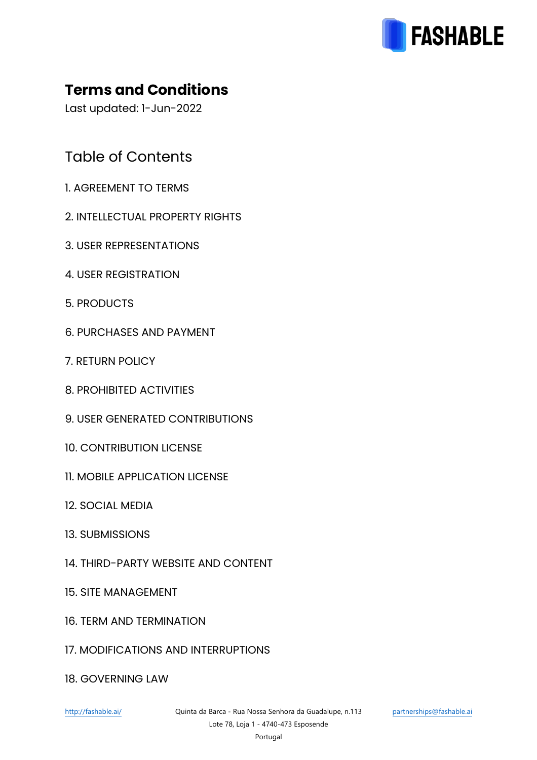FASHABLE

# Terms and Conditions

Last updated: 1-Jun-2022

## Table of Contents

1. AGREEMENT TO TERMS
2. INTELLECTUAL PROPERTY RIGHTS
3. USER REPRESENTATIONS
4. USER REGISTRATION
5. PRODUCTS
6. PURCHASES AND PAYMENT
7. RETURN POLICY
8. PROHIBITED ACTIVITIES
9. USER GENERATED CONTRIBUTIONS
10. CONTRIBUTION LICENSE
11. MOBILE APPLICATION LICENSE
12. SOCIAL MEDIA
13. SUBMISSIONS
14. THIRD-PARTY WEBSITE AND CONTENT
15. SITE MANAGEMENT
16. TERM AND TERMINATION
17. MODIFICATIONS AND INTERRUPTIONS
18. GOVERNING LAW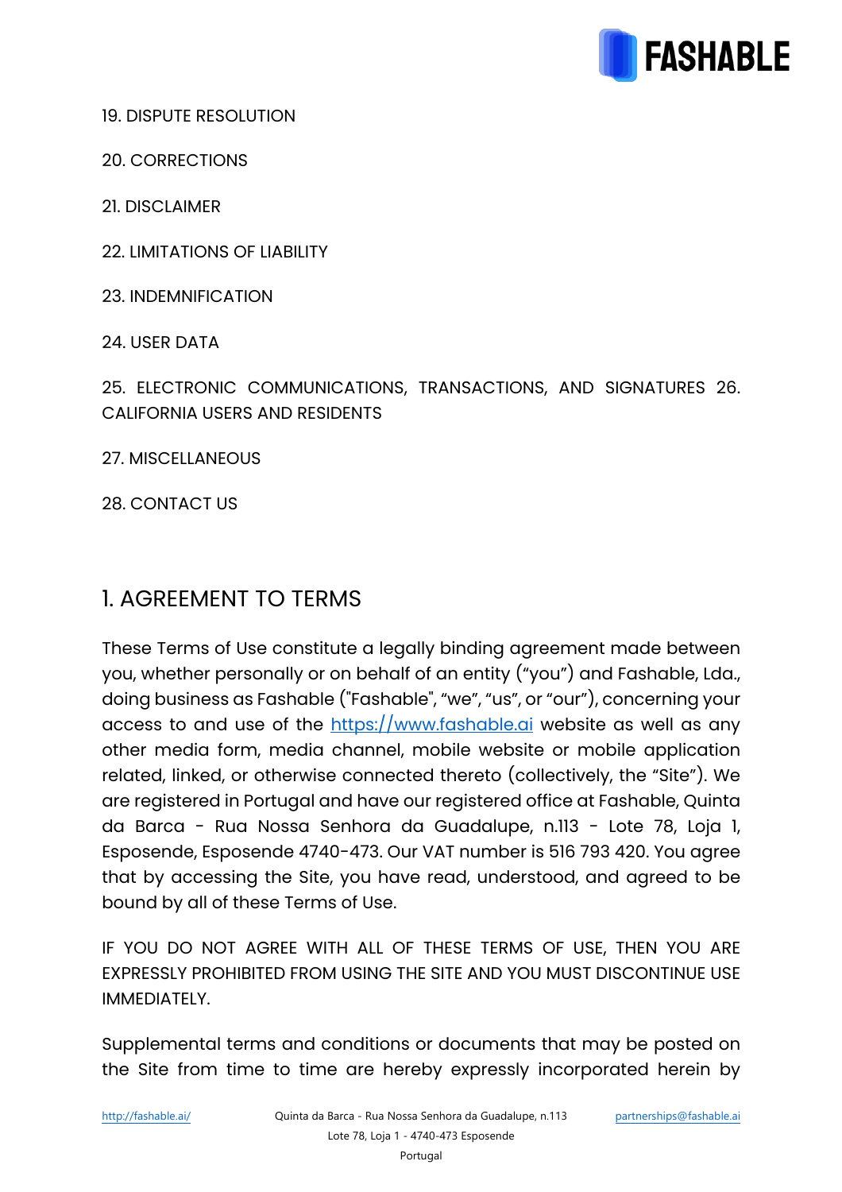19. DISPUTE RESOLUTION

20. CORRECTIONS

21. DISCLAIMER

22. LIMITATIONS OF LIABILITY

23. INDEMNIFICATION

24. USER DATA

25. ELECTRONIC COMMUNICATIONS, TRANSACTIONS, AND SIGNATURES 26. CALIFORNIA USERS AND RESIDENTS

27. MISCELLANEOUS

28. CONTACT US

## 1. AGREEMENT TO TERMS

These Terms of Use constitute a legally binding agreement made between you, whether personally or on behalf of an entity (“you”) and Fashable, Lda., doing business as Fashable ("Fashable", “we”, “us”, or “our”), concerning your access to and use of the [https://www.fashable.ai](https://www.fashable.ai) website as well as any other media form, media channel, mobile website or mobile application related, linked, or otherwise connected thereto (collectively, the “Site”). We are registered in Portugal and have our registered office at Fashable, Quinta da Barca - Rua Nossa Senhora da Guadalupe, n.113 - Lote 78, Loja 1, Esposende, Esposende 4740-473. Our VAT number is 516 793 420. You agree that by accessing the Site, you have read, understood, and agreed to be bound by all of these Terms of Use.

IF YOU DO NOT AGREE WITH ALL OF THESE TERMS OF USE, THEN YOU ARE EXPRESSLY PROHIBITED FROM USING THE SITE AND YOU MUST DISCONTINUE USE IMMEDIATELY.

Supplemental terms and conditions or documents that may be posted on the Site from time to time are hereby expressly incorporated herein by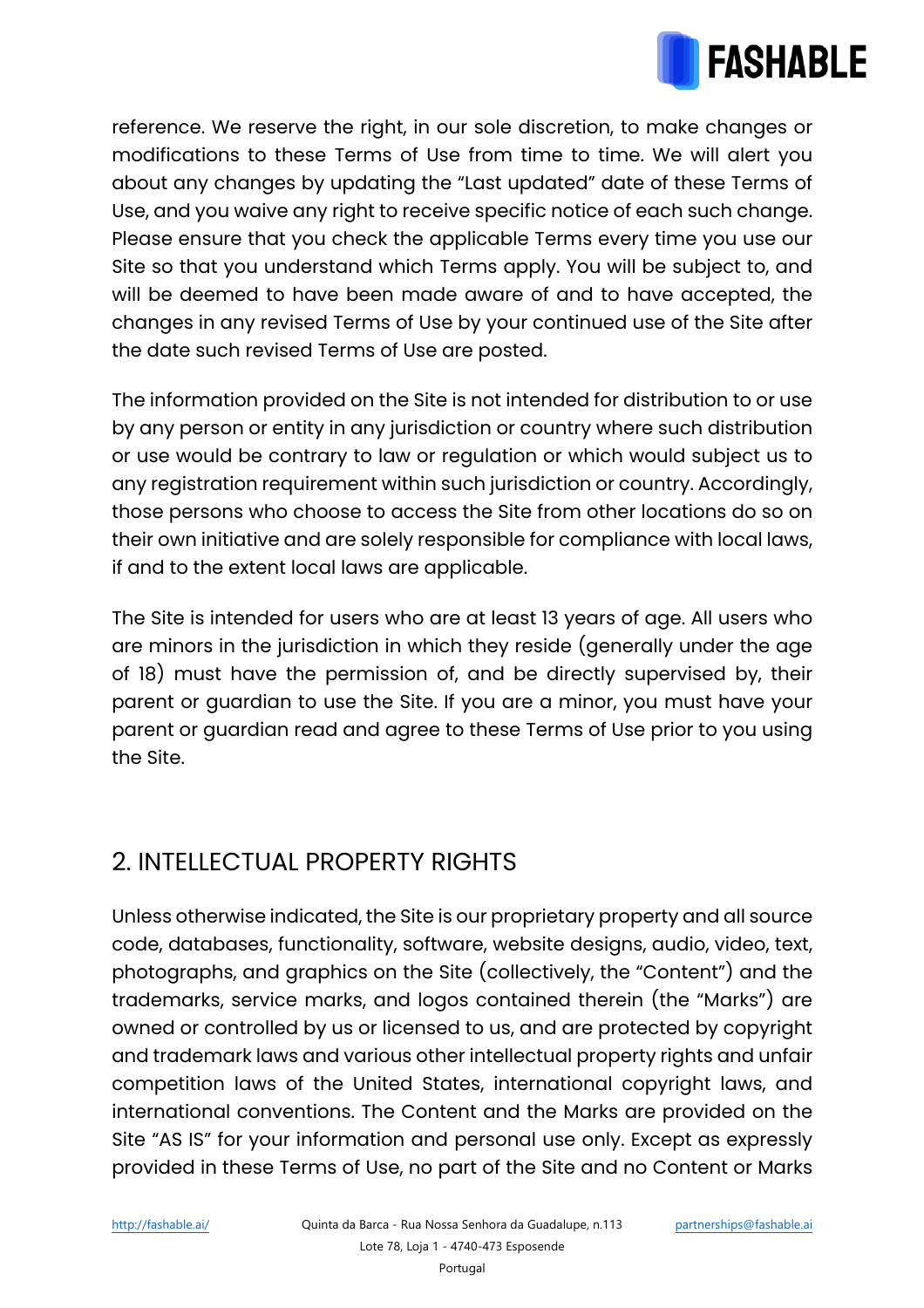reference. We reserve the right, in our sole discretion, to make changes or modifications to these Terms of Use from time to time. We will alert you about any changes by updating the “Last updated” date of these Terms of Use, and you waive any right to receive specific notice of each such change. Please ensure that you check the applicable Terms every time you use our Site so that you understand which Terms apply. You will be subject to, and will be deemed to have been made aware of and to have accepted, the changes in any revised Terms of Use by your continued use of the Site after the date such revised Terms of Use are posted.

The information provided on the Site is not intended for distribution to or use by any person or entity in any jurisdiction or country where such distribution or use would be contrary to law or regulation or which would subject us to any registration requirement within such jurisdiction or country. Accordingly, those persons who choose to access the Site from other locations do so on their own initiative and are solely responsible for compliance with local laws, if and to the extent local laws are applicable.

The Site is intended for users who are at least 13 years of age. All users who are minors in the jurisdiction in which they reside (generally under the age of 18) must have the permission of, and be directly supervised by, their parent or guardian to use the Site. If you are a minor, you must have your parent or guardian read and agree to these Terms of Use prior to you using the Site.

## 2. INTELLECTUAL PROPERTY RIGHTS

Unless otherwise indicated, the Site is our proprietary property and all source code, databases, functionality, software, website designs, audio, video, text, photographs, and graphics on the Site (collectively, the “Content”) and the trademarks, service marks, and logos contained therein (the “Marks”) are owned or controlled by us or licensed to us, and are protected by copyright and trademark laws and various other intellectual property rights and unfair competition laws of the United States, international copyright laws, and international conventions. The Content and the Marks are provided on the Site “AS IS” for your information and personal use only. Except as expressly provided in these Terms of Use, no part of the Site and no Content or Marks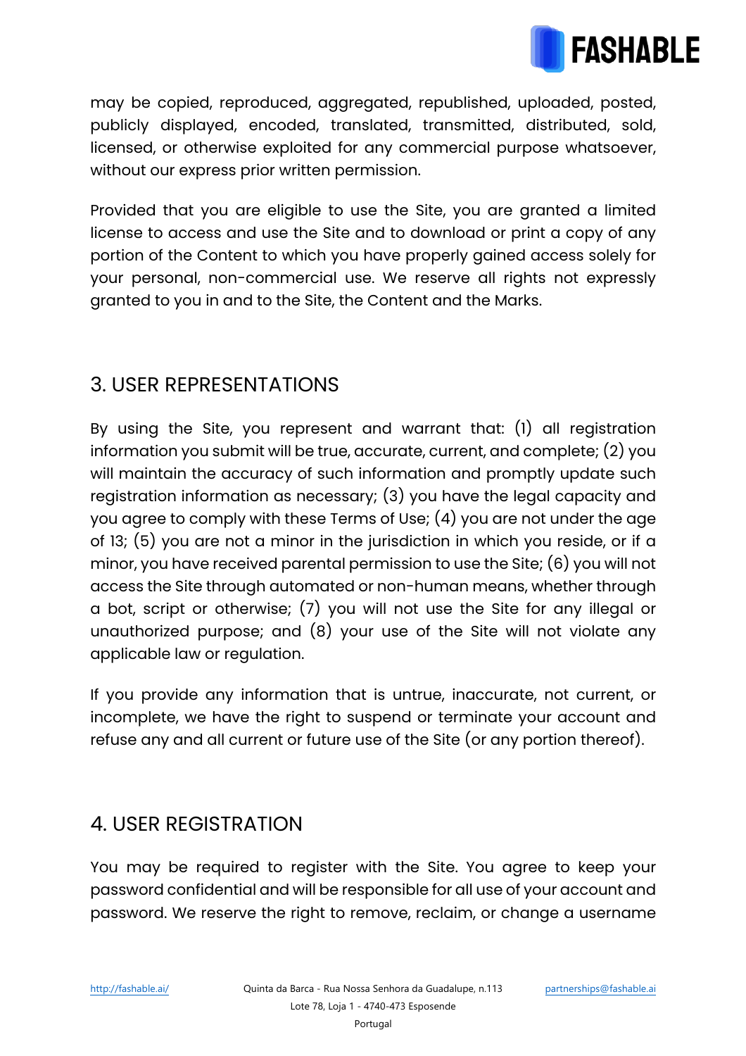may be copied, reproduced, aggregated, republished, uploaded, posted, publicly displayed, encoded, translated, transmitted, distributed, sold, licensed, or otherwise exploited for any commercial purpose whatsoever, without our express prior written permission.

Provided that you are eligible to use the Site, you are granted a limited license to access and use the Site and to download or print a copy of any portion of the Content to which you have properly gained access solely for your personal, non-commercial use. We reserve all rights not expressly granted to you in and to the Site, the Content and the Marks.

## 3. USER REPRESENTATIONS

By using the Site, you represent and warrant that: (1) all registration information you submit will be true, accurate, current, and complete; (2) you will maintain the accuracy of such information and promptly update such registration information as necessary; (3) you have the legal capacity and you agree to comply with these Terms of Use; (4) you are not under the age of 13; (5) you are not a minor in the jurisdiction in which you reside, or if a minor, you have received parental permission to use the Site; (6) you will not access the Site through automated or non-human means, whether through a bot, script or otherwise; (7) you will not use the Site for any illegal or unauthorized purpose; and (8) your use of the Site will not violate any applicable law or regulation.

If you provide any information that is untrue, inaccurate, not current, or incomplete, we have the right to suspend or terminate your account and refuse any and all current or future use of the Site (or any portion thereof).

## 4. USER REGISTRATION

You may be required to register with the Site. You agree to keep your password confidential and will be responsible for all use of your account and password. We reserve the right to remove, reclaim, or change a username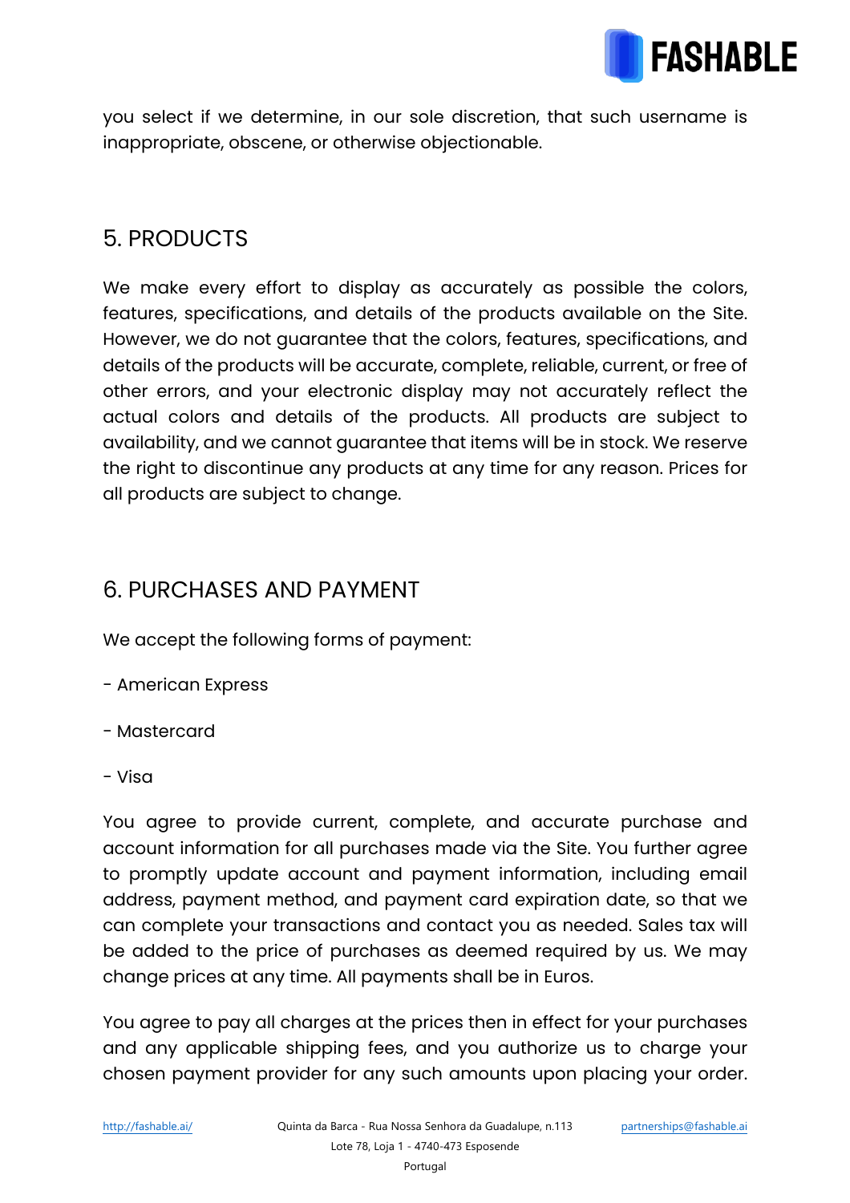you select if we determine, in our sole discretion, that such username is inappropriate, obscene, or otherwise objectionable.

## 5. PRODUCTS

We make every effort to display as accurately as possible the colors, features, specifications, and details of the products available on the Site. However, we do not guarantee that the colors, features, specifications, and details of the products will be accurate, complete, reliable, current, or free of other errors, and your electronic display may not accurately reflect the actual colors and details of the products. All products are subject to availability, and we cannot guarantee that items will be in stock. We reserve the right to discontinue any products at any time for any reason. Prices for all products are subject to change.

## 6. PURCHASES AND PAYMENT

We accept the following forms of payment:

- American Express
- Mastercard
- Visa

You agree to provide current, complete, and accurate purchase and account information for all purchases made via the Site. You further agree to promptly update account and payment information, including email address, payment method, and payment card expiration date, so that we can complete your transactions and contact you as needed. Sales tax will be added to the price of purchases as deemed required by us. We may change prices at any time. All payments shall be in Euros.

You agree to pay all charges at the prices then in effect for your purchases and any applicable shipping fees, and you authorize us to charge your chosen payment provider for any such amounts upon placing your order.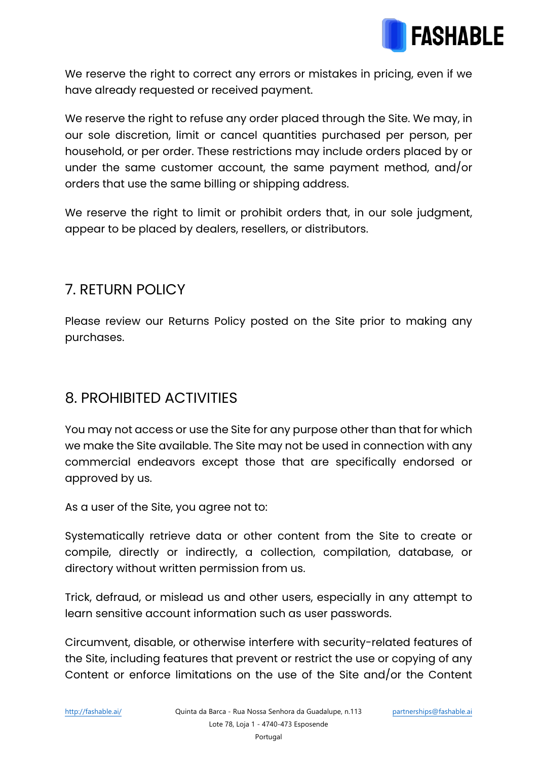We reserve the right to correct any errors or mistakes in pricing, even if we have already requested or received payment.

We reserve the right to refuse any order placed through the Site. We may, in our sole discretion, limit or cancel quantities purchased per person, per household, or per order. These restrictions may include orders placed by or under the same customer account, the same payment method, and/or orders that use the same billing or shipping address.

We reserve the right to limit or prohibit orders that, in our sole judgment, appear to be placed by dealers, resellers, or distributors.

## 7. RETURN POLICY

Please review our Returns Policy posted on the Site prior to making any purchases.

## 8. PROHIBITED ACTIVITIES

You may not access or use the Site for any purpose other than that for which we make the Site available. The Site may not be used in connection with any commercial endeavors except those that are specifically endorsed or approved by us.

As a user of the Site, you agree not to:

Systematically retrieve data or other content from the Site to create or compile, directly or indirectly, a collection, compilation, database, or directory without written permission from us.

Trick, defraud, or mislead us and other users, especially in any attempt to learn sensitive account information such as user passwords.

Circumvent, disable, or otherwise interfere with security-related features of the Site, including features that prevent or restrict the use or copying of any Content or enforce limitations on the use of the Site and/or the Content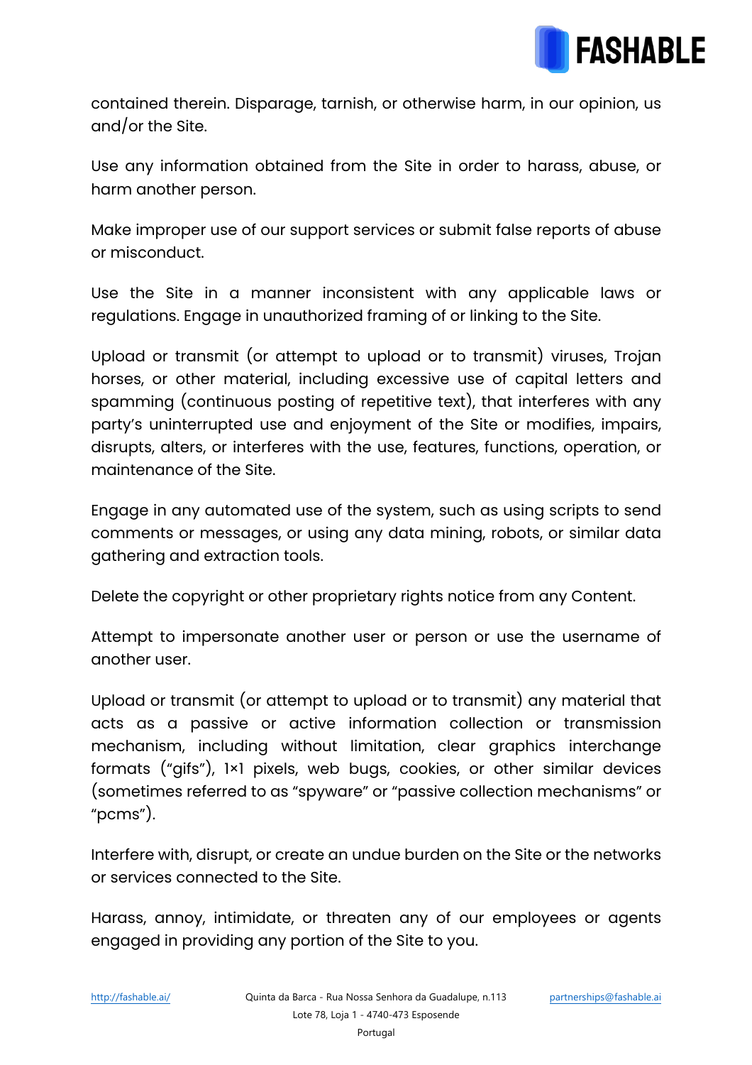contained therein. Disparage, tarnish, or otherwise harm, in our opinion, us and/or the Site.

Use any information obtained from the Site in order to harass, abuse, or harm another person.

Make improper use of our support services or submit false reports of abuse or misconduct.

Use the Site in a manner inconsistent with any applicable laws or regulations. Engage in unauthorized framing of or linking to the Site.

Upload or transmit (or attempt to upload or to transmit) viruses, Trojan horses, or other material, including excessive use of capital letters and spamming (continuous posting of repetitive text), that interferes with any party's uninterrupted use and enjoyment of the Site or modifies, impairs, disrupts, alters, or interferes with the use, features, functions, operation, or maintenance of the Site.

Engage in any automated use of the system, such as using scripts to send comments or messages, or using any data mining, robots, or similar data gathering and extraction tools.

Delete the copyright or other proprietary rights notice from any Content.

Attempt to impersonate another user or person or use the username of another user.

Upload or transmit (or attempt to upload or to transmit) any material that acts as a passive or active information collection or transmission mechanism, including without limitation, clear graphics interchange formats ("gifs"), 1×1 pixels, web bugs, cookies, or other similar devices (sometimes referred to as "spyware" or "passive collection mechanisms" or "pcms").

Interfere with, disrupt, or create an undue burden on the Site or the networks or services connected to the Site.

Harass, annoy, intimidate, or threaten any of our employees or agents engaged in providing any portion of the Site to you.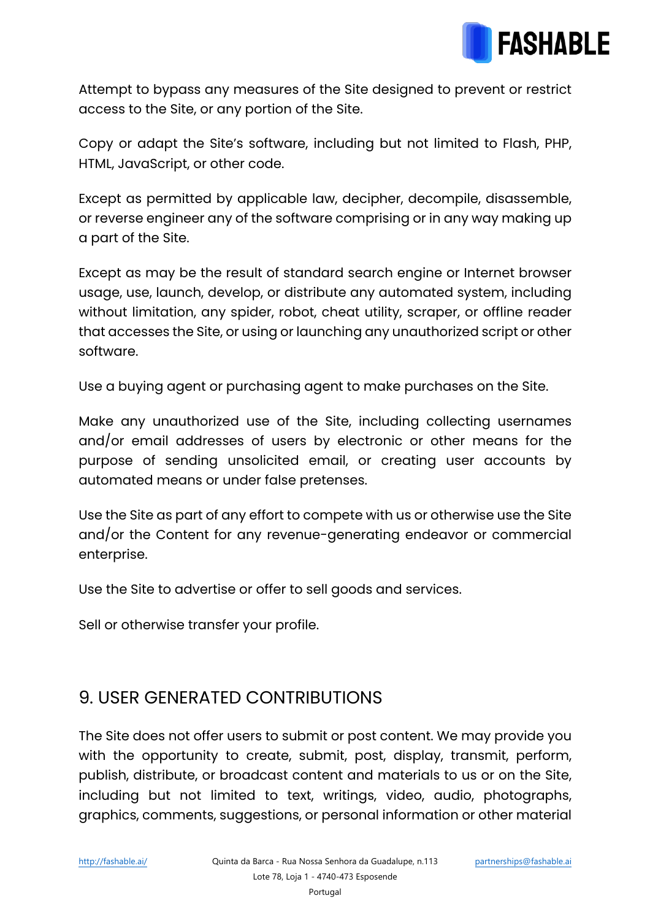Attempt to bypass any measures of the Site designed to prevent or restrict access to the Site, or any portion of the Site.

Copy or adapt the Site's software, including but not limited to Flash, PHP, HTML, JavaScript, or other code.

Except as permitted by applicable law, decipher, decompile, disassemble, or reverse engineer any of the software comprising or in any way making up a part of the Site.

Except as may be the result of standard search engine or Internet browser usage, use, launch, develop, or distribute any automated system, including without limitation, any spider, robot, cheat utility, scraper, or offline reader that accesses the Site, or using or launching any unauthorized script or other software.

Use a buying agent or purchasing agent to make purchases on the Site.

Make any unauthorized use of the Site, including collecting usernames and/or email addresses of users by electronic or other means for the purpose of sending unsolicited email, or creating user accounts by automated means or under false pretenses.

Use the Site as part of any effort to compete with us or otherwise use the Site and/or the Content for any revenue-generating endeavor or commercial enterprise.

Use the Site to advertise or offer to sell goods and services.

Sell or otherwise transfer your profile.

## 9. USER GENERATED CONTRIBUTIONS

The Site does not offer users to submit or post content. We may provide you with the opportunity to create, submit, post, display, transmit, perform, publish, distribute, or broadcast content and materials to us or on the Site, including but not limited to text, writings, video, audio, photographs, graphics, comments, suggestions, or personal information or other material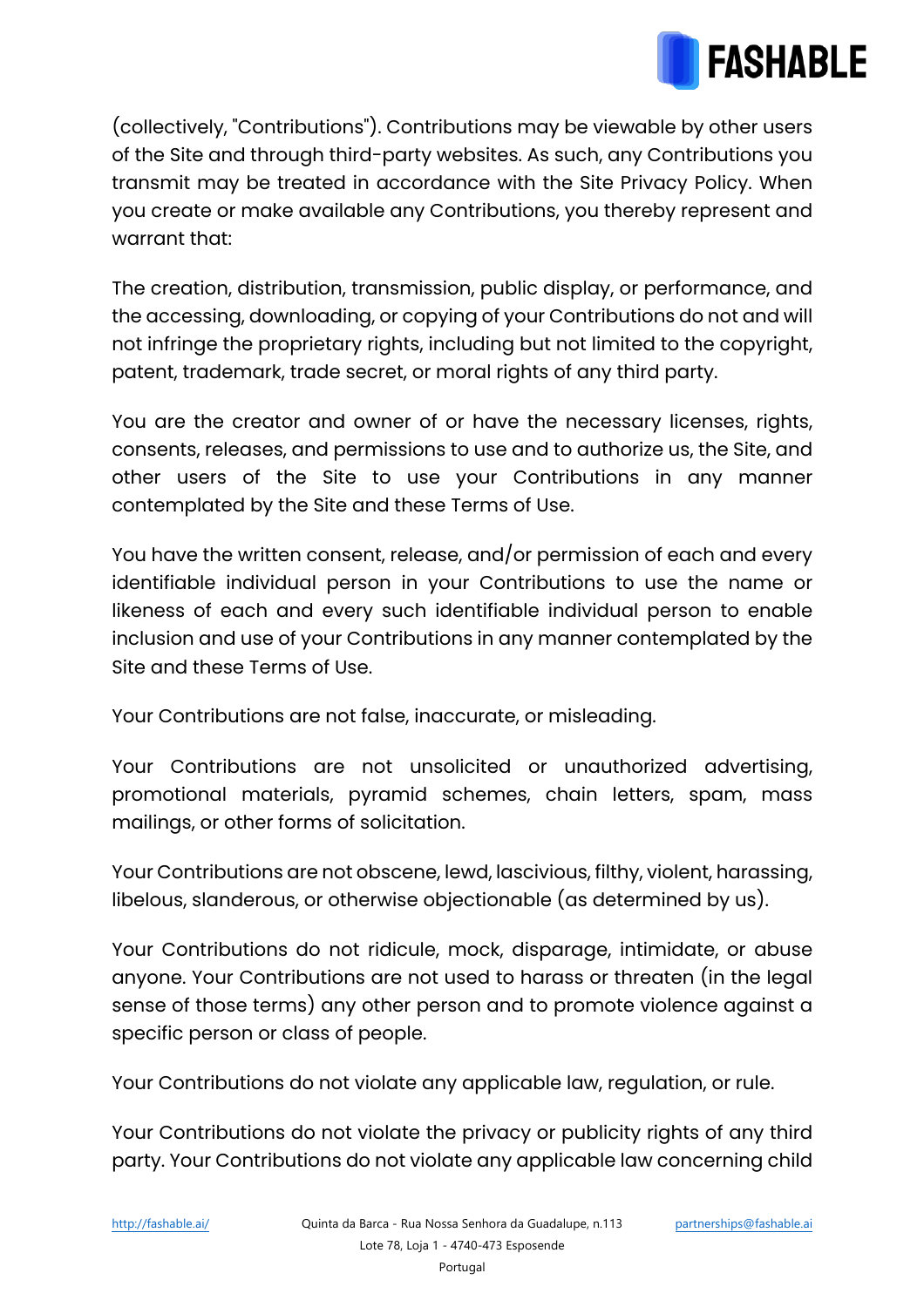(collectively, "Contributions"). Contributions may be viewable by other users of the Site and through third-party websites. As such, any Contributions you transmit may be treated in accordance with the Site Privacy Policy. When you create or make available any Contributions, you thereby represent and warrant that:

The creation, distribution, transmission, public display, or performance, and the accessing, downloading, or copying of your Contributions do not and will not infringe the proprietary rights, including but not limited to the copyright, patent, trademark, trade secret, or moral rights of any third party.

You are the creator and owner of or have the necessary licenses, rights, consents, releases, and permissions to use and to authorize us, the Site, and other users of the Site to use your Contributions in any manner contemplated by the Site and these Terms of Use.

You have the written consent, release, and/or permission of each and every identifiable individual person in your Contributions to use the name or likeness of each and every such identifiable individual person to enable inclusion and use of your Contributions in any manner contemplated by the Site and these Terms of Use.

Your Contributions are not false, inaccurate, or misleading.

Your Contributions are not unsolicited or unauthorized advertising, promotional materials, pyramid schemes, chain letters, spam, mass mailings, or other forms of solicitation.

Your Contributions are not obscene, lewd, lascivious, filthy, violent, harassing, libelous, slanderous, or otherwise objectionable (as determined by us).

Your Contributions do not ridicule, mock, disparage, intimidate, or abuse anyone. Your Contributions are not used to harass or threaten (in the legal sense of those terms) any other person and to promote violence against a specific person or class of people.

Your Contributions do not violate any applicable law, regulation, or rule.

Your Contributions do not violate the privacy or publicity rights of any third party. Your Contributions do not violate any applicable law concerning child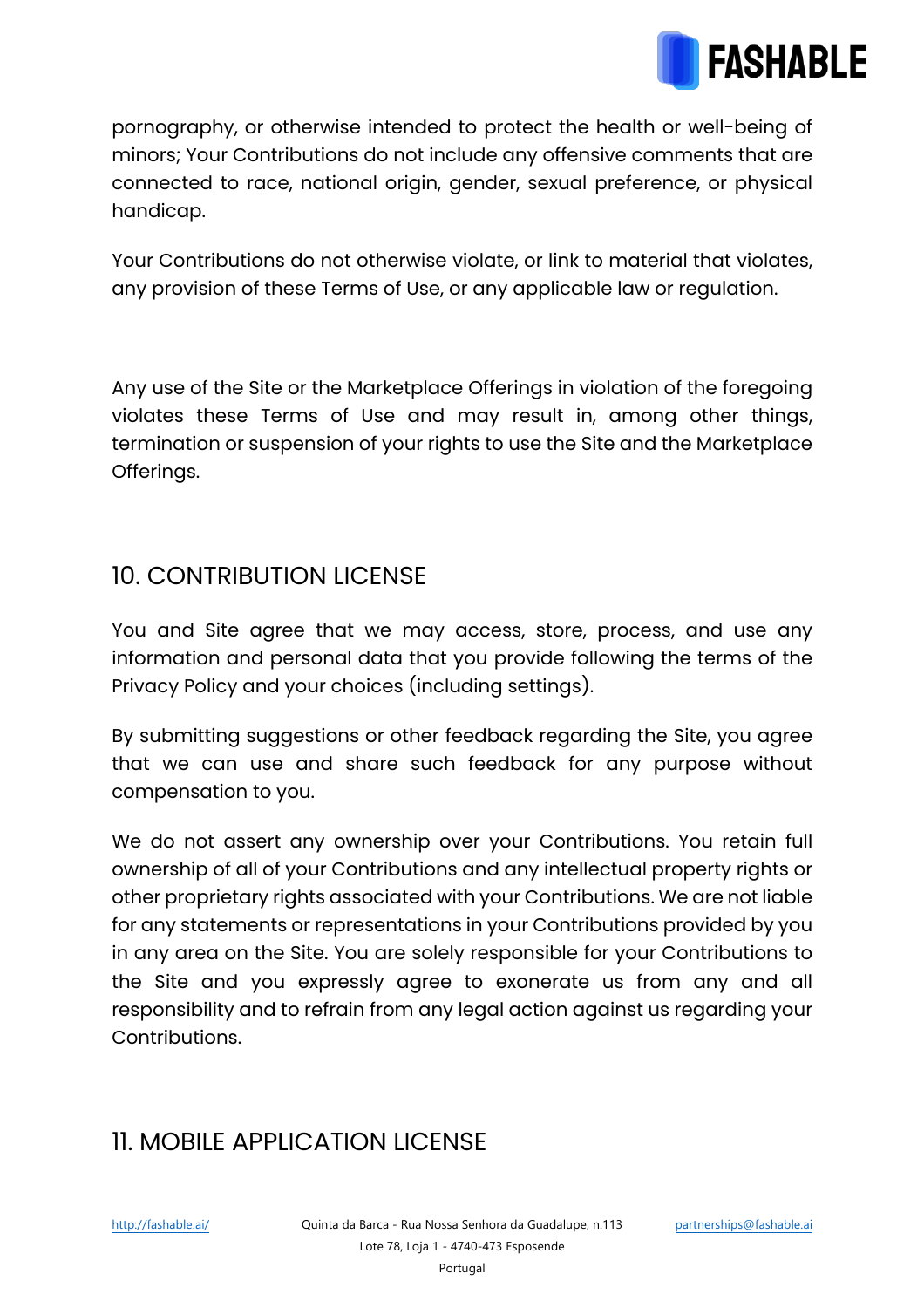pornography, or otherwise intended to protect the health or well-being of minors; Your Contributions do not include any offensive comments that are connected to race, national origin, gender, sexual preference, or physical handicap.

Your Contributions do not otherwise violate, or link to material that violates, any provision of these Terms of Use, or any applicable law or regulation.

Any use of the Site or the Marketplace Offerings in violation of the foregoing violates these Terms of Use and may result in, among other things, termination or suspension of your rights to use the Site and the Marketplace Offerings.

## 10. CONTRIBUTION LICENSE

You and Site agree that we may access, store, process, and use any information and personal data that you provide following the terms of the Privacy Policy and your choices (including settings).

By submitting suggestions or other feedback regarding the Site, you agree that we can use and share such feedback for any purpose without compensation to you.

We do not assert any ownership over your Contributions. You retain full ownership of all of your Contributions and any intellectual property rights or other proprietary rights associated with your Contributions. We are not liable for any statements or representations in your Contributions provided by you in any area on the Site. You are solely responsible for your Contributions to the Site and you expressly agree to exonerate us from any and all responsibility and to refrain from any legal action against us regarding your Contributions.

## 11. MOBILE APPLICATION LICENSE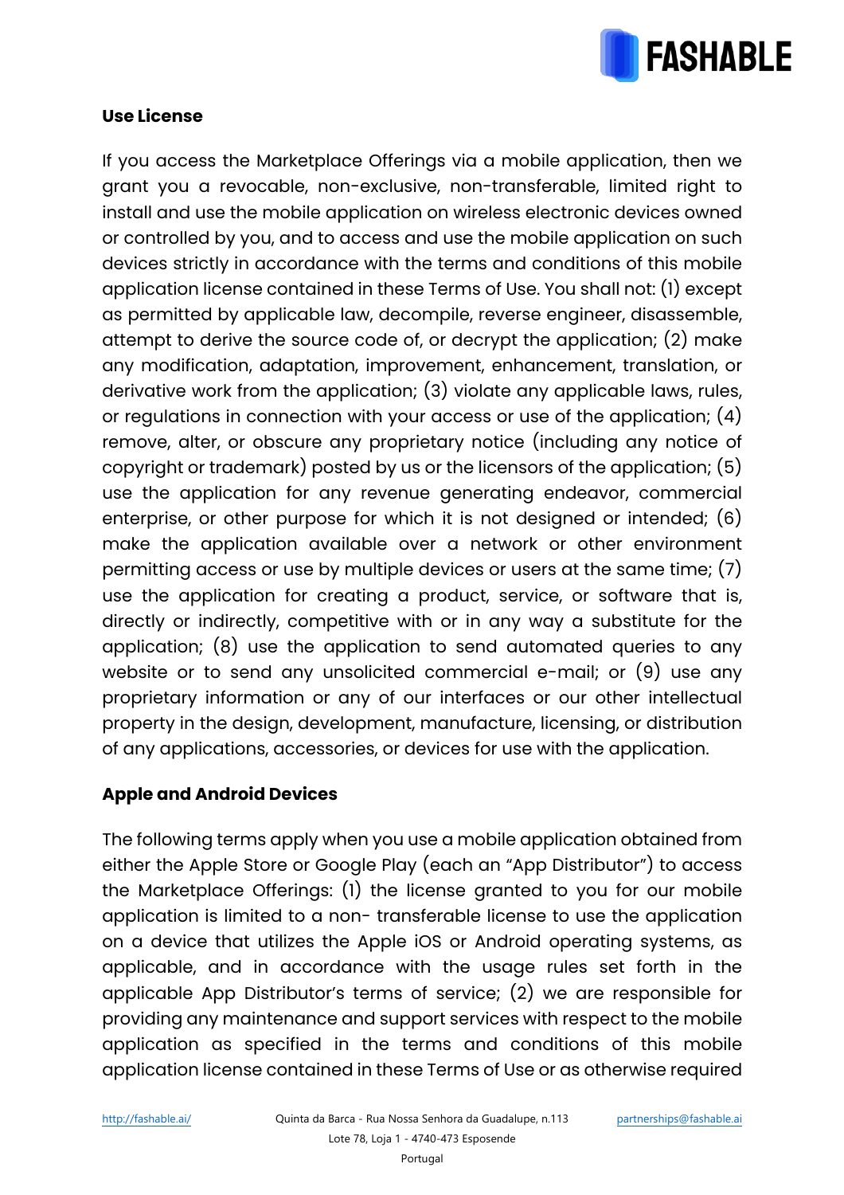**Use License**

If you access the Marketplace Offerings via a mobile application, then we grant you a revocable, non-exclusive, non-transferable, limited right to install and use the mobile application on wireless electronic devices owned or controlled by you, and to access and use the mobile application on such devices strictly in accordance with the terms and conditions of this mobile application license contained in these Terms of Use. You shall not: (1) except as permitted by applicable law, decompile, reverse engineer, disassemble, attempt to derive the source code of, or decrypt the application; (2) make any modification, adaptation, improvement, enhancement, translation, or derivative work from the application; (3) violate any applicable laws, rules, or regulations in connection with your access or use of the application; (4) remove, alter, or obscure any proprietary notice (including any notice of copyright or trademark) posted by us or the licensors of the application; (5) use the application for any revenue generating endeavor, commercial enterprise, or other purpose for which it is not designed or intended; (6) make the application available over a network or other environment permitting access or use by multiple devices or users at the same time; (7) use the application for creating a product, service, or software that is, directly or indirectly, competitive with or in any way a substitute for the application; (8) use the application to send automated queries to any website or to send any unsolicited commercial e-mail; or (9) use any proprietary information or any of our interfaces or our other intellectual property in the design, development, manufacture, licensing, or distribution of any applications, accessories, or devices for use with the application.

**Apple and Android Devices**

The following terms apply when you use a mobile application obtained from either the Apple Store or Google Play (each an "App Distributor") to access the Marketplace Offerings: (1) the license granted to you for our mobile application is limited to a non- transferable license to use the application on a device that utilizes the Apple iOS or Android operating systems, as applicable, and in accordance with the usage rules set forth in the applicable App Distributor's terms of service; (2) we are responsible for providing any maintenance and support services with respect to the mobile application as specified in the terms and conditions of this mobile application license contained in these Terms of Use or as otherwise required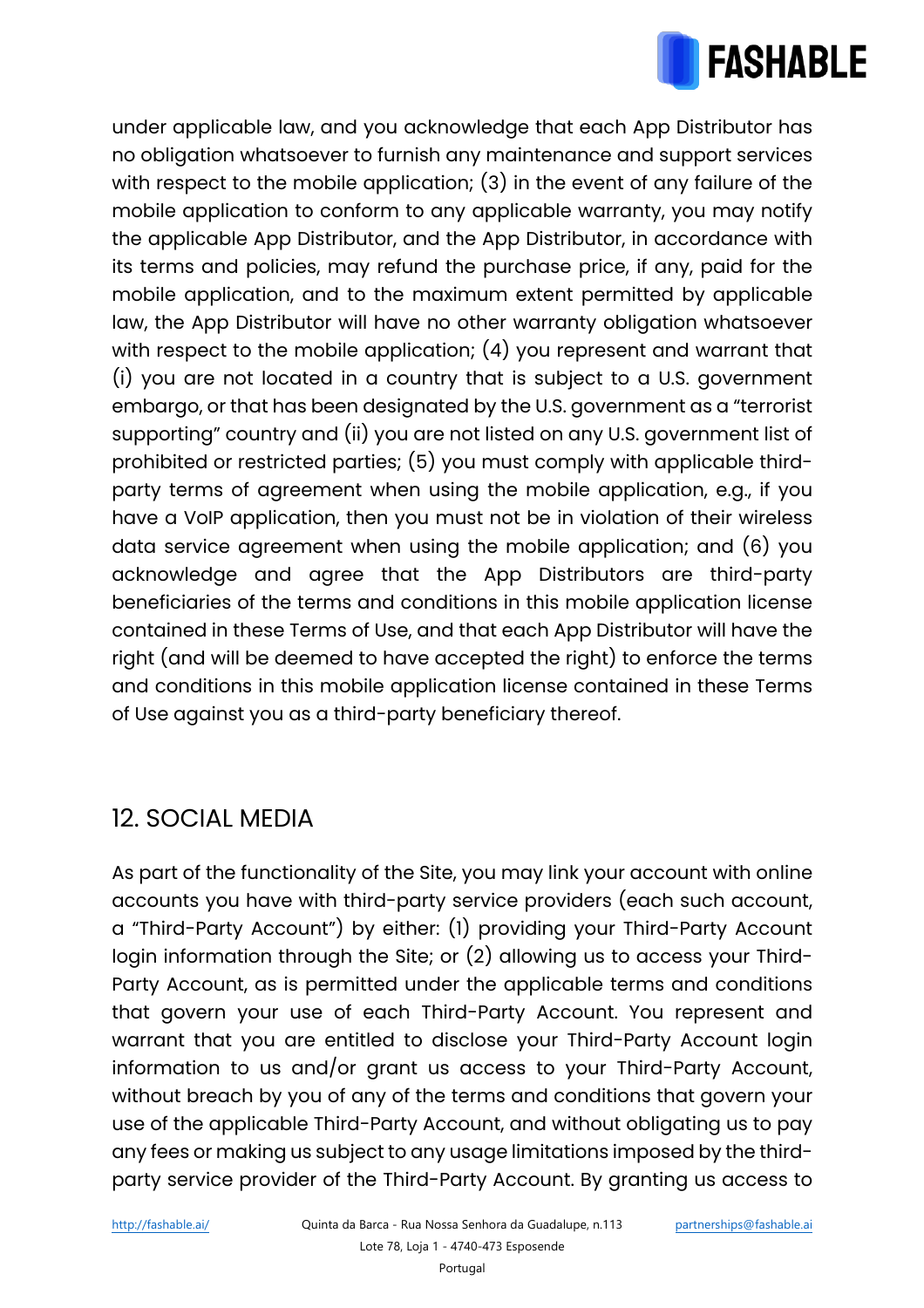under applicable law, and you acknowledge that each App Distributor has no obligation whatsoever to furnish any maintenance and support services with respect to the mobile application; (3) in the event of any failure of the mobile application to conform to any applicable warranty, you may notify the applicable App Distributor, and the App Distributor, in accordance with its terms and policies, may refund the purchase price, if any, paid for the mobile application, and to the maximum extent permitted by applicable law, the App Distributor will have no other warranty obligation whatsoever with respect to the mobile application; (4) you represent and warrant that (i) you are not located in a country that is subject to a U.S. government embargo, or that has been designated by the U.S. government as a "terrorist supporting" country and (ii) you are not listed on any U.S. government list of prohibited or restricted parties; (5) you must comply with applicable third-party terms of agreement when using the mobile application, e.g., if you have a VoIP application, then you must not be in violation of their wireless data service agreement when using the mobile application; and (6) you acknowledge and agree that the App Distributors are third-party beneficiaries of the terms and conditions in this mobile application license contained in these Terms of Use, and that each App Distributor will have the right (and will be deemed to have accepted the right) to enforce the terms and conditions in this mobile application license contained in these Terms of Use against you as a third-party beneficiary thereof.

## 12. SOCIAL MEDIA

As part of the functionality of the Site, you may link your account with online accounts you have with third-party service providers (each such account, a "Third-Party Account") by either: (1) providing your Third-Party Account login information through the Site; or (2) allowing us to access your Third-Party Account, as is permitted under the applicable terms and conditions that govern your use of each Third-Party Account. You represent and warrant that you are entitled to disclose your Third-Party Account login information to us and/or grant us access to your Third-Party Account, without breach by you of any of the terms and conditions that govern your use of the applicable Third-Party Account, and without obligating us to pay any fees or making us subject to any usage limitations imposed by the third-party service provider of the Third-Party Account. By granting us access to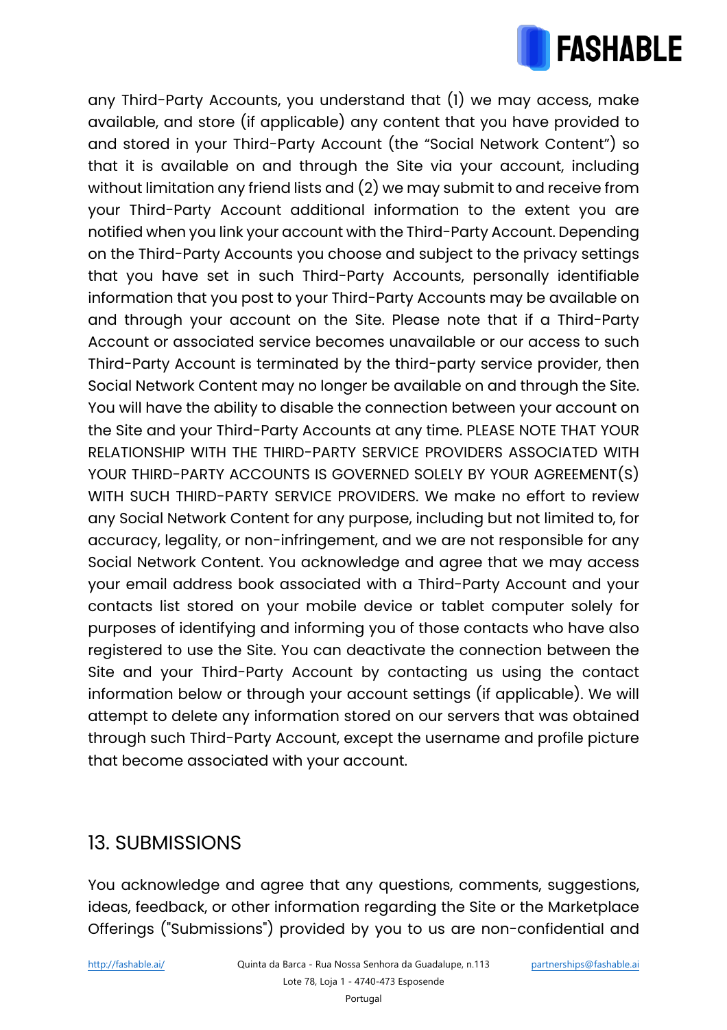any Third-Party Accounts, you understand that (1) we may access, make available, and store (if applicable) any content that you have provided to and stored in your Third-Party Account (the "Social Network Content") so that it is available on and through the Site via your account, including without limitation any friend lists and (2) we may submit to and receive from your Third-Party Account additional information to the extent you are notified when you link your account with the Third-Party Account. Depending on the Third-Party Accounts you choose and subject to the privacy settings that you have set in such Third-Party Accounts, personally identifiable information that you post to your Third-Party Accounts may be available on and through your account on the Site. Please note that if a Third-Party Account or associated service becomes unavailable or our access to such Third-Party Account is terminated by the third-party service provider, then Social Network Content may no longer be available on and through the Site. You will have the ability to disable the connection between your account on the Site and your Third-Party Accounts at any time. PLEASE NOTE THAT YOUR RELATIONSHIP WITH THE THIRD-PARTY SERVICE PROVIDERS ASSOCIATED WITH YOUR THIRD-PARTY ACCOUNTS IS GOVERNED SOLELY BY YOUR AGREEMENT(S) WITH SUCH THIRD-PARTY SERVICE PROVIDERS. We make no effort to review any Social Network Content for any purpose, including but not limited to, for accuracy, legality, or non-infringement, and we are not responsible for any Social Network Content. You acknowledge and agree that we may access your email address book associated with a Third-Party Account and your contacts list stored on your mobile device or tablet computer solely for purposes of identifying and informing you of those contacts who have also registered to use the Site. You can deactivate the connection between the Site and your Third-Party Account by contacting us using the contact information below or through your account settings (if applicable). We will attempt to delete any information stored on our servers that was obtained through such Third-Party Account, except the username and profile picture that become associated with your account.

## 13. SUBMISSIONS

You acknowledge and agree that any questions, comments, suggestions, ideas, feedback, or other information regarding the Site or the Marketplace Offerings ("Submissions") provided by you to us are non-confidential and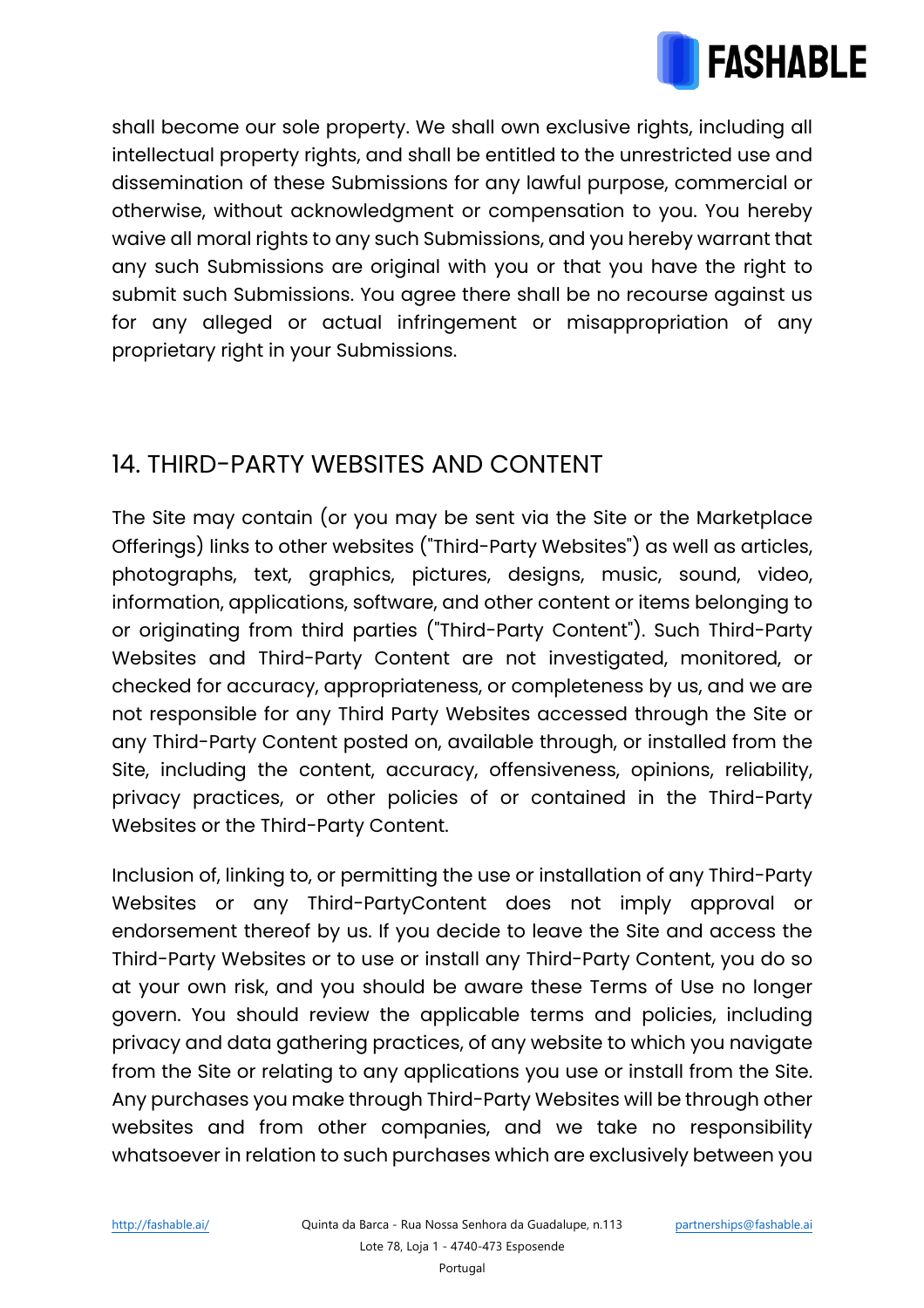shall become our sole property. We shall own exclusive rights, including all intellectual property rights, and shall be entitled to the unrestricted use and dissemination of these Submissions for any lawful purpose, commercial or otherwise, without acknowledgment or compensation to you. You hereby waive all moral rights to any such Submissions, and you hereby warrant that any such Submissions are original with you or that you have the right to submit such Submissions. You agree there shall be no recourse against us for any alleged or actual infringement or misappropriation of any proprietary right in your Submissions.

## 14. THIRD-PARTY WEBSITES AND CONTENT

The Site may contain (or you may be sent via the Site or the Marketplace Offerings) links to other websites ("Third-Party Websites") as well as articles, photographs, text, graphics, pictures, designs, music, sound, video, information, applications, software, and other content or items belonging to or originating from third parties ("Third-Party Content"). Such Third-Party Websites and Third-Party Content are not investigated, monitored, or checked for accuracy, appropriateness, or completeness by us, and we are not responsible for any Third Party Websites accessed through the Site or any Third-Party Content posted on, available through, or installed from the Site, including the content, accuracy, offensiveness, opinions, reliability, privacy practices, or other policies of or contained in the Third-Party Websites or the Third-Party Content.

Inclusion of, linking to, or permitting the use or installation of any Third-Party Websites or any Third-PartyContent does not imply approval or endorsement thereof by us. If you decide to leave the Site and access the Third-Party Websites or to use or install any Third-Party Content, you do so at your own risk, and you should be aware these Terms of Use no longer govern. You should review the applicable terms and policies, including privacy and data gathering practices, of any website to which you navigate from the Site or relating to any applications you use or install from the Site. Any purchases you make through Third-Party Websites will be through other websites and from other companies, and we take no responsibility whatsoever in relation to such purchases which are exclusively between you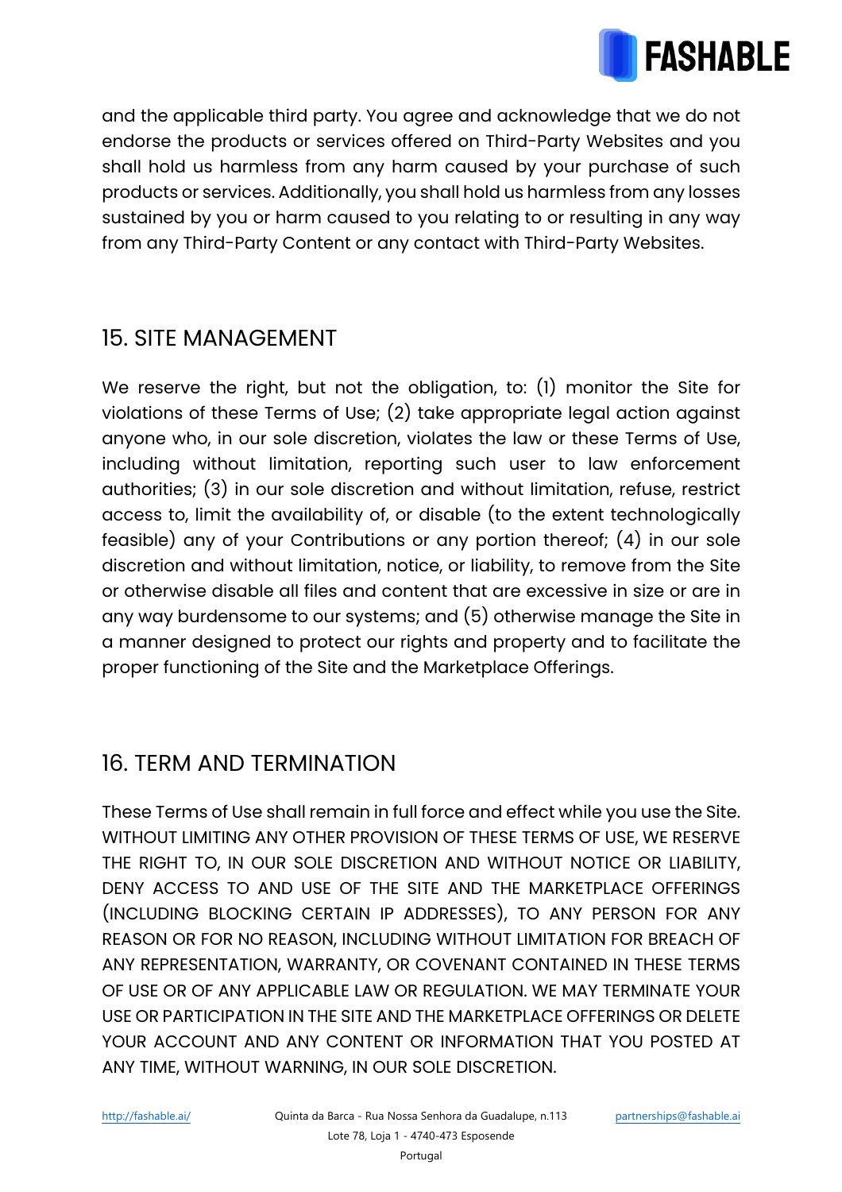and the applicable third party. You agree and acknowledge that we do not endorse the products or services offered on Third-Party Websites and you shall hold us harmless from any harm caused by your purchase of such products or services. Additionally, you shall hold us harmless from any losses sustained by you or harm caused to you relating to or resulting in any way from any Third-Party Content or any contact with Third-Party Websites.

## 15. SITE MANAGEMENT

We reserve the right, but not the obligation, to: (1) monitor the Site for violations of these Terms of Use; (2) take appropriate legal action against anyone who, in our sole discretion, violates the law or these Terms of Use, including without limitation, reporting such user to law enforcement authorities; (3) in our sole discretion and without limitation, refuse, restrict access to, limit the availability of, or disable (to the extent technologically feasible) any of your Contributions or any portion thereof; (4) in our sole discretion and without limitation, notice, or liability, to remove from the Site or otherwise disable all files and content that are excessive in size or are in any way burdensome to our systems; and (5) otherwise manage the Site in a manner designed to protect our rights and property and to facilitate the proper functioning of the Site and the Marketplace Offerings.

## 16. TERM AND TERMINATION

These Terms of Use shall remain in full force and effect while you use the Site. WITHOUT LIMITING ANY OTHER PROVISION OF THESE TERMS OF USE, WE RESERVE THE RIGHT TO, IN OUR SOLE DISCRETION AND WITHOUT NOTICE OR LIABILITY, DENY ACCESS TO AND USE OF THE SITE AND THE MARKETPLACE OFFERINGS (INCLUDING BLOCKING CERTAIN IP ADDRESSES), TO ANY PERSON FOR ANY REASON OR FOR NO REASON, INCLUDING WITHOUT LIMITATION FOR BREACH OF ANY REPRESENTATION, WARRANTY, OR COVENANT CONTAINED IN THESE TERMS OF USE OR OF ANY APPLICABLE LAW OR REGULATION. WE MAY TERMINATE YOUR USE OR PARTICIPATION IN THE SITE AND THE MARKETPLACE OFFERINGS OR DELETE YOUR ACCOUNT AND ANY CONTENT OR INFORMATION THAT YOU POSTED AT ANY TIME, WITHOUT WARNING, IN OUR SOLE DISCRETION.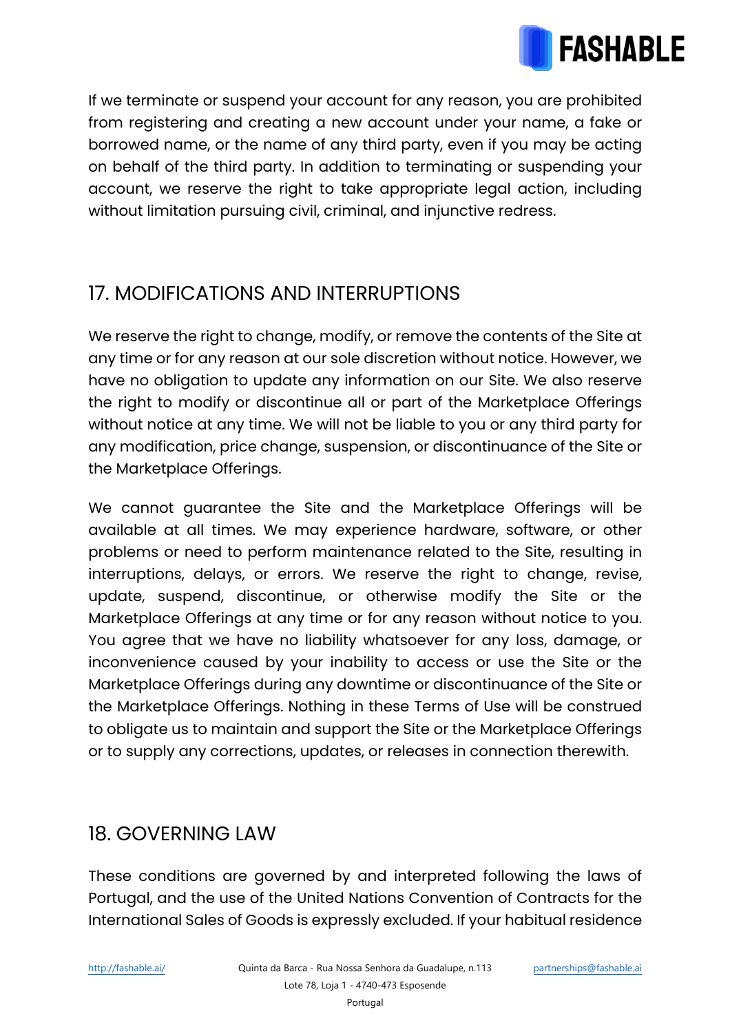If we terminate or suspend your account for any reason, you are prohibited from registering and creating a new account under your name, a fake or borrowed name, or the name of any third party, even if you may be acting on behalf of the third party. In addition to terminating or suspending your account, we reserve the right to take appropriate legal action, including without limitation pursuing civil, criminal, and injunctive redress.

## 17. MODIFICATIONS AND INTERRUPTIONS

We reserve the right to change, modify, or remove the contents of the Site at any time or for any reason at our sole discretion without notice. However, we have no obligation to update any information on our Site. We also reserve the right to modify or discontinue all or part of the Marketplace Offerings without notice at any time. We will not be liable to you or any third party for any modification, price change, suspension, or discontinuance of the Site or the Marketplace Offerings.

We cannot guarantee the Site and the Marketplace Offerings will be available at all times. We may experience hardware, software, or other problems or need to perform maintenance related to the Site, resulting in interruptions, delays, or errors. We reserve the right to change, revise, update, suspend, discontinue, or otherwise modify the Site or the Marketplace Offerings at any time or for any reason without notice to you. You agree that we have no liability whatsoever for any loss, damage, or inconvenience caused by your inability to access or use the Site or the Marketplace Offerings during any downtime or discontinuance of the Site or the Marketplace Offerings. Nothing in these Terms of Use will be construed to obligate us to maintain and support the Site or the Marketplace Offerings or to supply any corrections, updates, or releases in connection therewith.

## 18. GOVERNING LAW

These conditions are governed by and interpreted following the laws of Portugal, and the use of the United Nations Convention of Contracts for the International Sales of Goods is expressly excluded. If your habitual residence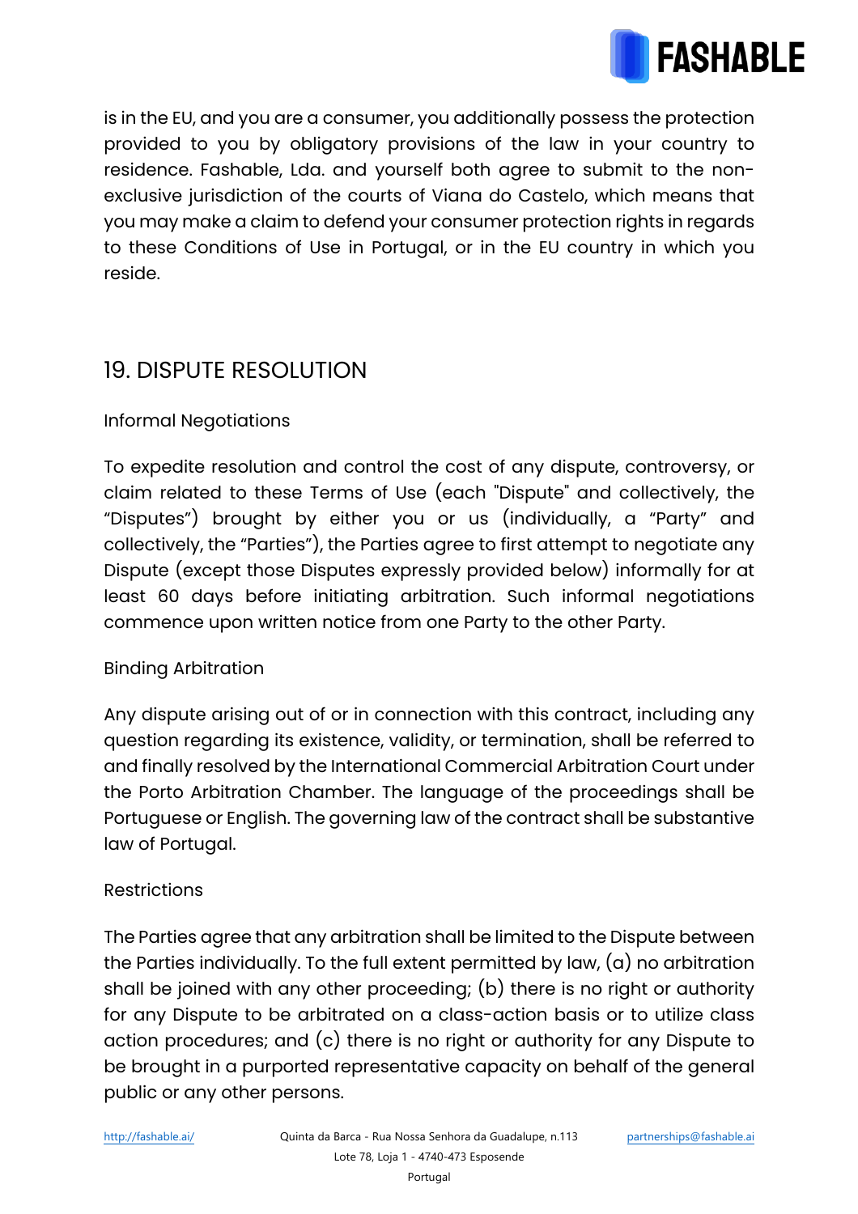is in the EU, and you are a consumer, you additionally possess the protection provided to you by obligatory provisions of the law in your country to residence. Fashable, Lda. and yourself both agree to submit to the non-exclusive jurisdiction of the courts of Viana do Castelo, which means that you may make a claim to defend your consumer protection rights in regards to these Conditions of Use in Portugal, or in the EU country in which you reside.

## 19. DISPUTE RESOLUTION

Informal Negotiations

To expedite resolution and control the cost of any dispute, controversy, or claim related to these Terms of Use (each "Dispute" and collectively, the “Disputes”) brought by either you or us (individually, a “Party” and collectively, the “Parties”), the Parties agree to first attempt to negotiate any Dispute (except those Disputes expressly provided below) informally for at least 60 days before initiating arbitration. Such informal negotiations commence upon written notice from one Party to the other Party.

Binding Arbitration

Any dispute arising out of or in connection with this contract, including any question regarding its existence, validity, or termination, shall be referred to and finally resolved by the International Commercial Arbitration Court under the Porto Arbitration Chamber. The language of the proceedings shall be Portuguese or English. The governing law of the contract shall be substantive law of Portugal.

Restrictions

The Parties agree that any arbitration shall be limited to the Dispute between the Parties individually. To the full extent permitted by law, (a) no arbitration shall be joined with any other proceeding; (b) there is no right or authority for any Dispute to be arbitrated on a class-action basis or to utilize class action procedures; and (c) there is no right or authority for any Dispute to be brought in a purported representative capacity on behalf of the general public or any other persons.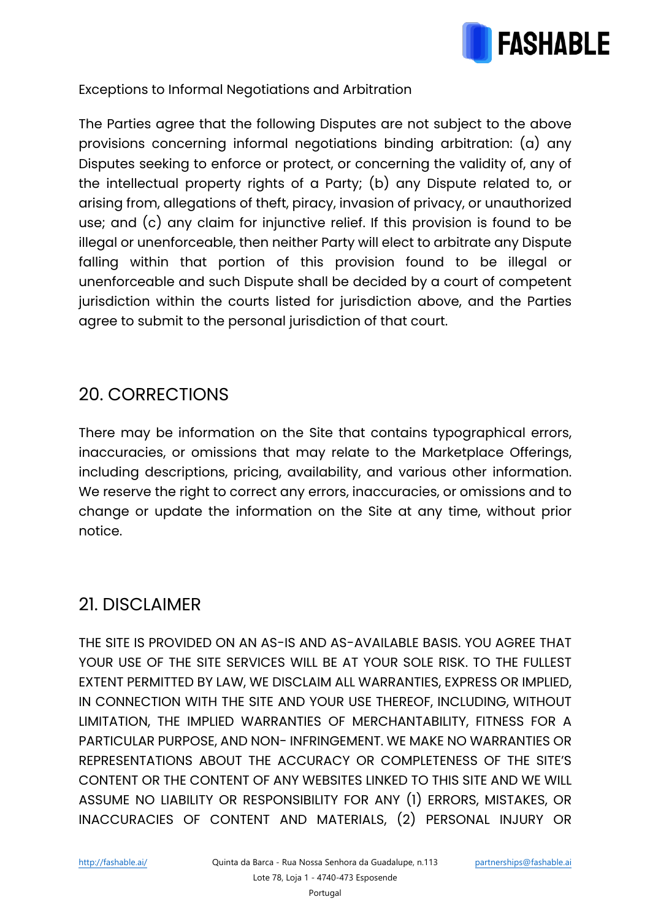Exceptions to Informal Negotiations and Arbitration

The Parties agree that the following Disputes are not subject to the above provisions concerning informal negotiations binding arbitration: (a) any Disputes seeking to enforce or protect, or concerning the validity of, any of the intellectual property rights of a Party; (b) any Dispute related to, or arising from, allegations of theft, piracy, invasion of privacy, or unauthorized use; and (c) any claim for injunctive relief. If this provision is found to be illegal or unenforceable, then neither Party will elect to arbitrate any Dispute falling within that portion of this provision found to be illegal or unenforceable and such Dispute shall be decided by a court of competent jurisdiction within the courts listed for jurisdiction above, and the Parties agree to submit to the personal jurisdiction of that court.

## 20. CORRECTIONS

There may be information on the Site that contains typographical errors, inaccuracies, or omissions that may relate to the Marketplace Offerings, including descriptions, pricing, availability, and various other information. We reserve the right to correct any errors, inaccuracies, or omissions and to change or update the information on the Site at any time, without prior notice.

## 21. DISCLAIMER

THE SITE IS PROVIDED ON AN AS-IS AND AS-AVAILABLE BASIS. YOU AGREE THAT YOUR USE OF THE SITE SERVICES WILL BE AT YOUR SOLE RISK. TO THE FULLEST EXTENT PERMITTED BY LAW, WE DISCLAIM ALL WARRANTIES, EXPRESS OR IMPLIED, IN CONNECTION WITH THE SITE AND YOUR USE THEREOF, INCLUDING, WITHOUT LIMITATION, THE IMPLIED WARRANTIES OF MERCHANTABILITY, FITNESS FOR A PARTICULAR PURPOSE, AND NON- INFRINGEMENT. WE MAKE NO WARRANTIES OR REPRESENTATIONS ABOUT THE ACCURACY OR COMPLETENESS OF THE SITE'S CONTENT OR THE CONTENT OF ANY WEBSITES LINKED TO THIS SITE AND WE WILL ASSUME NO LIABILITY OR RESPONSIBILITY FOR ANY (1) ERRORS, MISTAKES, OR INACCURACIES OF CONTENT AND MATERIALS, (2) PERSONAL INJURY OR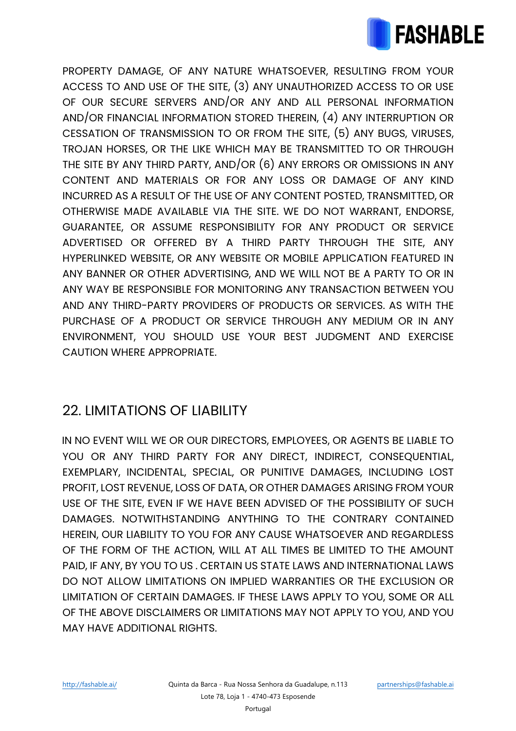PROPERTY DAMAGE, OF ANY NATURE WHATSOEVER, RESULTING FROM YOUR ACCESS TO AND USE OF THE SITE, (3) ANY UNAUTHORIZED ACCESS TO OR USE OF OUR SECURE SERVERS AND/OR ANY AND ALL PERSONAL INFORMATION AND/OR FINANCIAL INFORMATION STORED THEREIN, (4) ANY INTERRUPTION OR CESSATION OF TRANSMISSION TO OR FROM THE SITE, (5) ANY BUGS, VIRUSES, TROJAN HORSES, OR THE LIKE WHICH MAY BE TRANSMITTED TO OR THROUGH THE SITE BY ANY THIRD PARTY, AND/OR (6) ANY ERRORS OR OMISSIONS IN ANY CONTENT AND MATERIALS OR FOR ANY LOSS OR DAMAGE OF ANY KIND INCURRED AS A RESULT OF THE USE OF ANY CONTENT POSTED, TRANSMITTED, OR OTHERWISE MADE AVAILABLE VIA THE SITE. WE DO NOT WARRANT, ENDORSE, GUARANTEE, OR ASSUME RESPONSIBILITY FOR ANY PRODUCT OR SERVICE ADVERTISED OR OFFERED BY A THIRD PARTY THROUGH THE SITE, ANY HYPERLINKED WEBSITE, OR ANY WEBSITE OR MOBILE APPLICATION FEATURED IN ANY BANNER OR OTHER ADVERTISING, AND WE WILL NOT BE A PARTY TO OR IN ANY WAY BE RESPONSIBLE FOR MONITORING ANY TRANSACTION BETWEEN YOU AND ANY THIRD-PARTY PROVIDERS OF PRODUCTS OR SERVICES. AS WITH THE PURCHASE OF A PRODUCT OR SERVICE THROUGH ANY MEDIUM OR IN ANY ENVIRONMENT, YOU SHOULD USE YOUR BEST JUDGMENT AND EXERCISE CAUTION WHERE APPROPRIATE.

## 22. LIMITATIONS OF LIABILITY

IN NO EVENT WILL WE OR OUR DIRECTORS, EMPLOYEES, OR AGENTS BE LIABLE TO YOU OR ANY THIRD PARTY FOR ANY DIRECT, INDIRECT, CONSEQUENTIAL, EXEMPLARY, INCIDENTAL, SPECIAL, OR PUNITIVE DAMAGES, INCLUDING LOST PROFIT, LOST REVENUE, LOSS OF DATA, OR OTHER DAMAGES ARISING FROM YOUR USE OF THE SITE, EVEN IF WE HAVE BEEN ADVISED OF THE POSSIBILITY OF SUCH DAMAGES. NOTWITHSTANDING ANYTHING TO THE CONTRARY CONTAINED HEREIN, OUR LIABILITY TO YOU FOR ANY CAUSE WHATSOEVER AND REGARDLESS OF THE FORM OF THE ACTION, WILL AT ALL TIMES BE LIMITED TO THE AMOUNT PAID, IF ANY, BY YOU TO US . CERTAIN US STATE LAWS AND INTERNATIONAL LAWS DO NOT ALLOW LIMITATIONS ON IMPLIED WARRANTIES OR THE EXCLUSION OR LIMITATION OF CERTAIN DAMAGES. IF THESE LAWS APPLY TO YOU, SOME OR ALL OF THE ABOVE DISCLAIMERS OR LIMITATIONS MAY NOT APPLY TO YOU, AND YOU MAY HAVE ADDITIONAL RIGHTS.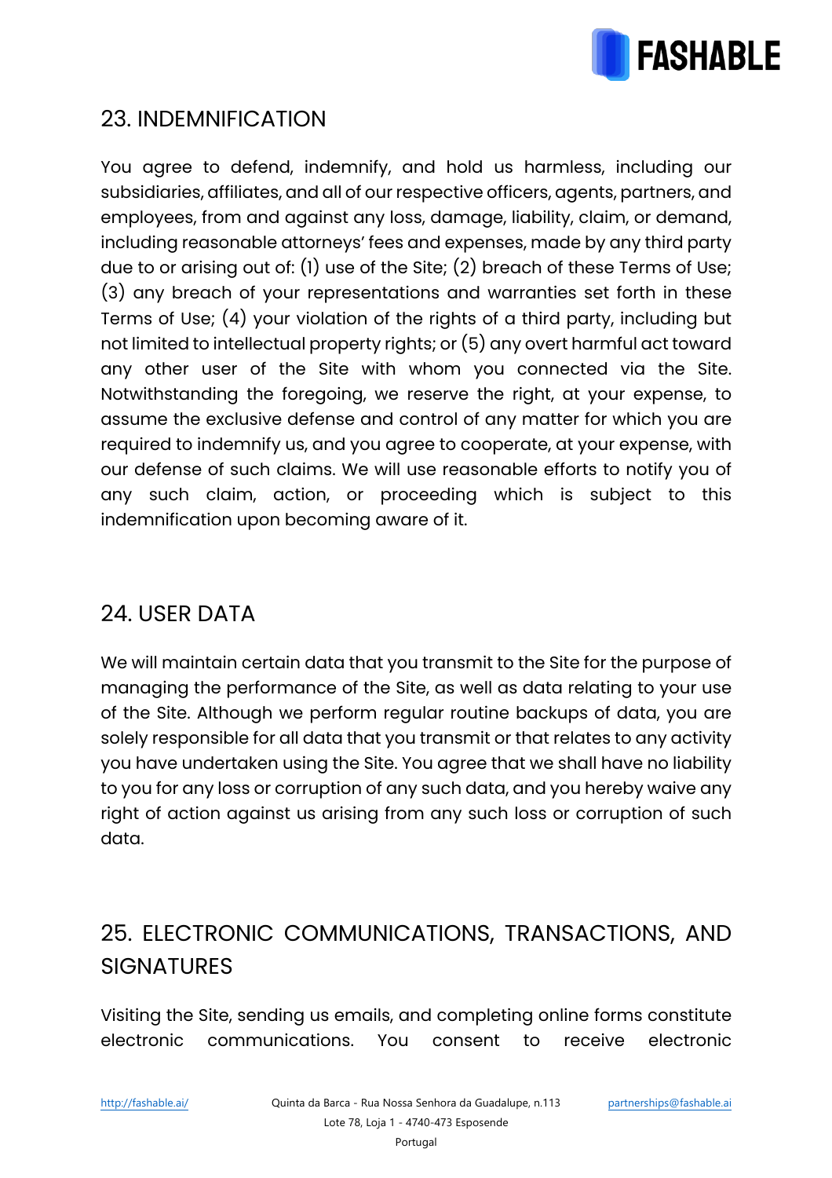## 23. INDEMNIFICATION

You agree to defend, indemnify, and hold us harmless, including our subsidiaries, affiliates, and all of our respective officers, agents, partners, and employees, from and against any loss, damage, liability, claim, or demand, including reasonable attorneys' fees and expenses, made by any third party due to or arising out of: (1) use of the Site; (2) breach of these Terms of Use; (3) any breach of your representations and warranties set forth in these Terms of Use; (4) your violation of the rights of a third party, including but not limited to intellectual property rights; or (5) any overt harmful act toward any other user of the Site with whom you connected via the Site. Notwithstanding the foregoing, we reserve the right, at your expense, to assume the exclusive defense and control of any matter for which you are required to indemnify us, and you agree to cooperate, at your expense, with our defense of such claims. We will use reasonable efforts to notify you of any such claim, action, or proceeding which is subject to this indemnification upon becoming aware of it.

## 24. USER DATA

We will maintain certain data that you transmit to the Site for the purpose of managing the performance of the Site, as well as data relating to your use of the Site. Although we perform regular routine backups of data, you are solely responsible for all data that you transmit or that relates to any activity you have undertaken using the Site. You agree that we shall have no liability to you for any loss or corruption of any such data, and you hereby waive any right of action against us arising from any such loss or corruption of such data.

## 25. ELECTRONIC COMMUNICATIONS, TRANSACTIONS, AND SIGNATURES

Visiting the Site, sending us emails, and completing online forms constitute electronic communications. You consent to receive electronic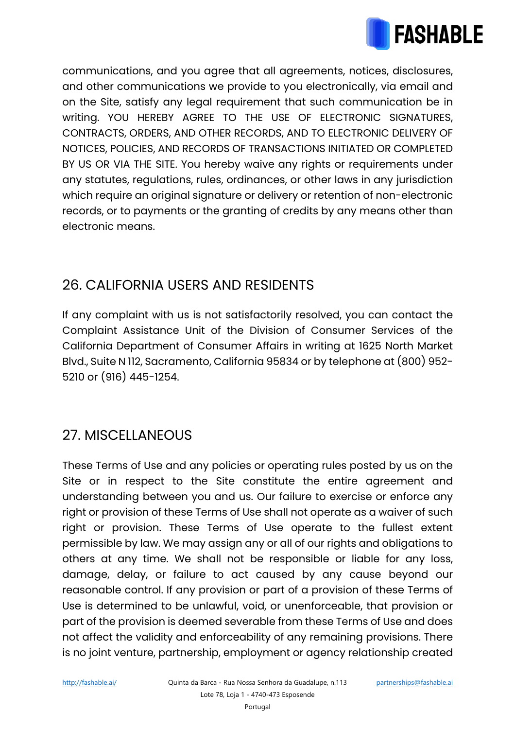communications, and you agree that all agreements, notices, disclosures, and other communications we provide to you electronically, via email and on the Site, satisfy any legal requirement that such communication be in writing. YOU HEREBY AGREE TO THE USE OF ELECTRONIC SIGNATURES, CONTRACTS, ORDERS, AND OTHER RECORDS, AND TO ELECTRONIC DELIVERY OF NOTICES, POLICIES, AND RECORDS OF TRANSACTIONS INITIATED OR COMPLETED BY US OR VIA THE SITE. You hereby waive any rights or requirements under any statutes, regulations, rules, ordinances, or other laws in any jurisdiction which require an original signature or delivery or retention of non-electronic records, or to payments or the granting of credits by any means other than electronic means.

## 26. CALIFORNIA USERS AND RESIDENTS

If any complaint with us is not satisfactorily resolved, you can contact the Complaint Assistance Unit of the Division of Consumer Services of the California Department of Consumer Affairs in writing at 1625 North Market Blvd., Suite N 112, Sacramento, California 95834 or by telephone at (800) 952-5210 or (916) 445-1254.

## 27. MISCELLANEOUS

These Terms of Use and any policies or operating rules posted by us on the Site or in respect to the Site constitute the entire agreement and understanding between you and us. Our failure to exercise or enforce any right or provision of these Terms of Use shall not operate as a waiver of such right or provision. These Terms of Use operate to the fullest extent permissible by law. We may assign any or all of our rights and obligations to others at any time. We shall not be responsible or liable for any loss, damage, delay, or failure to act caused by any cause beyond our reasonable control. If any provision or part of a provision of these Terms of Use is determined to be unlawful, void, or unenforceable, that provision or part of the provision is deemed severable from these Terms of Use and does not affect the validity and enforceability of any remaining provisions. There is no joint venture, partnership, employment or agency relationship created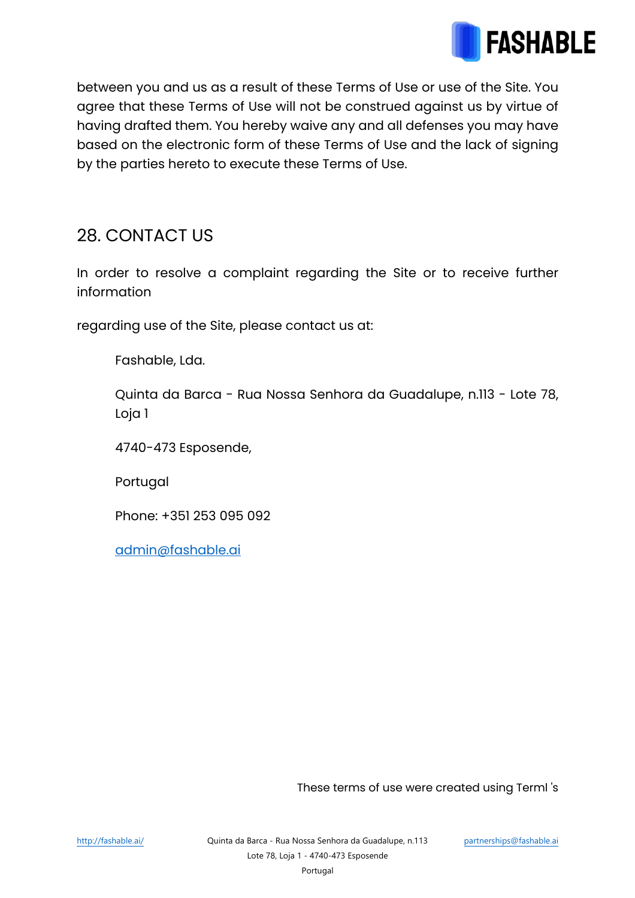between you and us as a result of these Terms of Use or use of the Site. You agree that these Terms of Use will not be construed against us by virtue of having drafted them. You hereby waive any and all defenses you may have based on the electronic form of these Terms of Use and the lack of signing by the parties hereto to execute these Terms of Use.

## 28. CONTACT US

In order to resolve a complaint regarding the Site or to receive further information

regarding use of the Site, please contact us at:

Fashable, Lda.

Quinta da Barca - Rua Nossa Senhora da Guadalupe, n.113 - Lote 78, Loja 1

4740-473 Esposende,

Portugal

Phone: +351 253 095 092

admin@fashable.ai

These terms of use were created using Terml 's